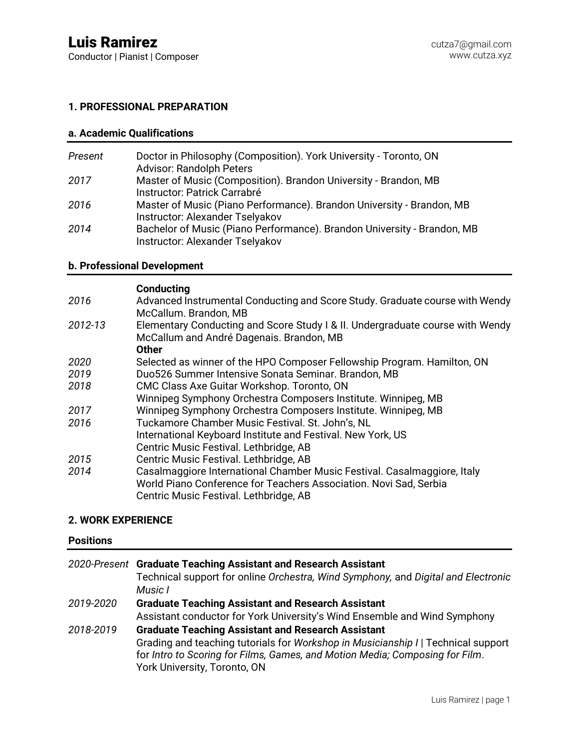# Luis Ramirez

Conductor | Pianist | Composer

cutza7@gmail.com
www.cutza.xyz

## 1. PROFESSIONAL PREPARATION

### a. Academic Qualifications

| | |
|---|---|
| *Present* | Doctor in Philosophy (Composition). York University - Toronto, ON<br>Advisor: Randolph Peters |
| *2017* | Master of Music (Composition). Brandon University - Brandon, MB<br>Instructor: Patrick Carrabré |
| *2016* | Master of Music (Piano Performance). Brandon University - Brandon, MB<br>Instructor: Alexander Tselyakov |
| *2014* | Bachelor of Music (Piano Performance). Brandon University - Brandon, MB<br>Instructor: Alexander Tselyakov |

### b. Professional Development

| | |
|---|---|
| | **Conducting** |
| *2016* | Advanced Instrumental Conducting and Score Study. Graduate course with Wendy McCallum. Brandon, MB |
| *2012-13* | Elementary Conducting and Score Study I & II. Undergraduate course with Wendy McCallum and André Dagenais. Brandon, MB |
| | **Other** |
| *2020* | Selected as winner of the HPO Composer Fellowship Program. Hamilton, ON |
| *2019* | Duo526 Summer Intensive Sonata Seminar. Brandon, MB |
| *2018* | CMC Class Axe Guitar Workshop. Toronto, ON<br>Winnipeg Symphony Orchestra Composers Institute. Winnipeg, MB |
| *2017* | Winnipeg Symphony Orchestra Composers Institute. Winnipeg, MB |
| *2016* | Tuckamore Chamber Music Festival. St. John's, NL<br>International Keyboard Institute and Festival. New York, US<br>Centric Music Festival. Lethbridge, AB |
| *2015* | Centric Music Festival. Lethbridge, AB |
| *2014* | Casalmaggiore International Chamber Music Festival. Casalmaggiore, Italy<br>World Piano Conference for Teachers Association. Novi Sad, Serbia<br>Centric Music Festival. Lethbridge, AB |

## 2. WORK EXPERIENCE

### Positions

| | |
|---|---|
| *2020-Present* | **Graduate Teaching Assistant and Research Assistant**<br>Technical support for online *Orchestra, Wind Symphony,* and *Digital and Electronic Music I* |
| *2019-2020* | **Graduate Teaching Assistant and Research Assistant**<br>Assistant conductor for York University's Wind Ensemble and Wind Symphony |
| *2018-2019* | **Graduate Teaching Assistant and Research Assistant**<br>Grading and teaching tutorials for *Workshop in Musicianship I* \| Technical support for *Intro to Scoring for Films, Games, and Motion Media; Composing for Film*. York University, Toronto, ON |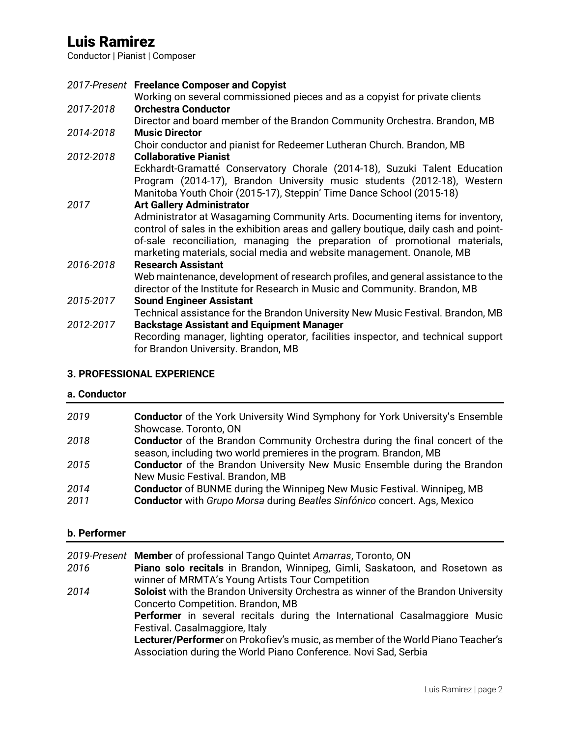# Luis Ramirez

Conductor | Pianist | Composer

*2017-Present* **Freelance Composer and Copyist**
Working on several commissioned pieces and as a copyist for private clients

*2017-2018* **Orchestra Conductor**
Director and board member of the Brandon Community Orchestra. Brandon, MB

*2014-2018* **Music Director**
Choir conductor and pianist for Redeemer Lutheran Church. Brandon, MB

*2012-2018* **Collaborative Pianist**
Eckhardt-Gramatté Conservatory Chorale (2014-18), Suzuki Talent Education Program (2014-17), Brandon University music students (2012-18), Western Manitoba Youth Choir (2015-17), Steppin' Time Dance School (2015-18)

*2017* **Art Gallery Administrator**
Administrator at Wasagaming Community Arts. Documenting items for inventory, control of sales in the exhibition areas and gallery boutique, daily cash and point-of-sale reconciliation, managing the preparation of promotional materials, marketing materials, social media and website management. Onanole, MB

*2016-2018* **Research Assistant**
Web maintenance, development of research profiles, and general assistance to the director of the Institute for Research in Music and Community. Brandon, MB

*2015-2017* **Sound Engineer Assistant**
Technical assistance for the Brandon University New Music Festival. Brandon, MB

*2012-2017* **Backstage Assistant and Equipment Manager**
Recording manager, lighting operator, facilities inspector, and technical support for Brandon University. Brandon, MB

## 3. PROFESSIONAL EXPERIENCE

### a. Conductor

*2019* **Conductor** of the York University Wind Symphony for York University's Ensemble Showcase. Toronto, ON

*2018* **Conductor** of the Brandon Community Orchestra during the final concert of the season, including two world premieres in the program. Brandon, MB

*2015* **Conductor** of the Brandon University New Music Ensemble during the Brandon New Music Festival. Brandon, MB

*2014* **Conductor** of BUNME during the Winnipeg New Music Festival. Winnipeg, MB

*2011* **Conductor** with *Grupo Morsa* during *Beatles Sinfónico* concert. Ags, Mexico

### b. Performer

*2019-Present* **Member** of professional Tango Quintet *Amarras*, Toronto, ON

*2016* **Piano solo recitals** in Brandon, Winnipeg, Gimli, Saskatoon, and Rosetown as winner of MRMTA's Young Artists Tour Competition

*2014* **Soloist** with the Brandon University Orchestra as winner of the Brandon University Concerto Competition. Brandon, MB

**Performer** in several recitals during the International Casalmaggiore Music Festival. Casalmaggiore, Italy

**Lecturer/Performer** on Prokofiev's music, as member of the World Piano Teacher's Association during the World Piano Conference. Novi Sad, Serbia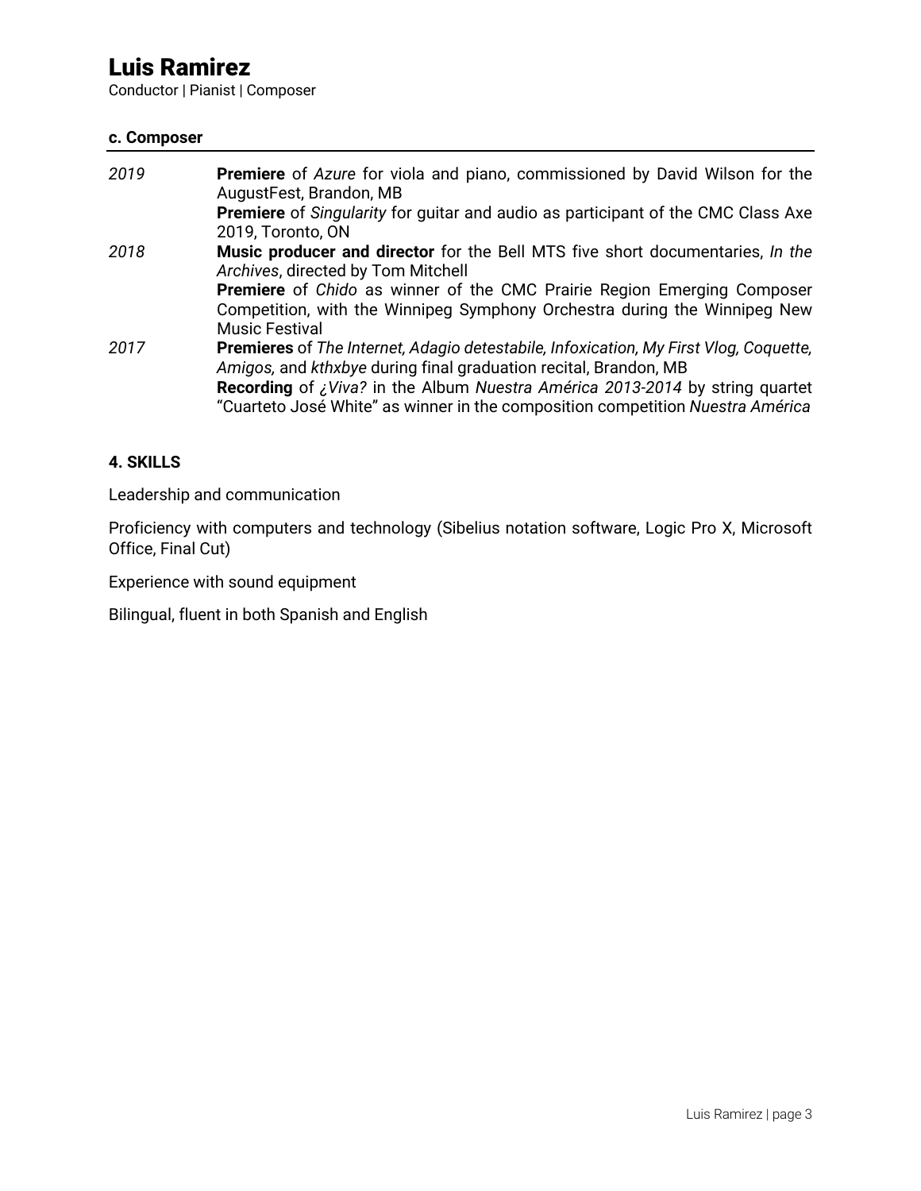# Luis Ramirez

Conductor | Pianist | Composer

### c. Composer

| | |
|---|---|
| *2019* | **Premiere** of *Azure* for viola and piano, commissioned by David Wilson for the AugustFest, Brandon, MB |
| | **Premiere** of *Singularity* for guitar and audio as participant of the CMC Class Axe 2019, Toronto, ON |
| *2018* | **Music producer and director** for the Bell MTS five short documentaries, *In the Archives*, directed by Tom Mitchell |
| | **Premiere** of *Chido* as winner of the CMC Prairie Region Emerging Composer Competition, with the Winnipeg Symphony Orchestra during the Winnipeg New Music Festival |
| *2017* | **Premieres** of *The Internet, Adagio detestabile, Infoxication, My First Vlog, Coquette, Amigos,* and *kthxbye* during final graduation recital, Brandon, MB |
| | **Recording** of *¿Viva?* in the Album *Nuestra América 2013-2014* by string quartet "Cuarteto José White" as winner in the composition competition *Nuestra América* |

## 4. SKILLS

Leadership and communication

Proficiency with computers and technology (Sibelius notation software, Logic Pro X, Microsoft Office, Final Cut)

Experience with sound equipment

Bilingual, fluent in both Spanish and English